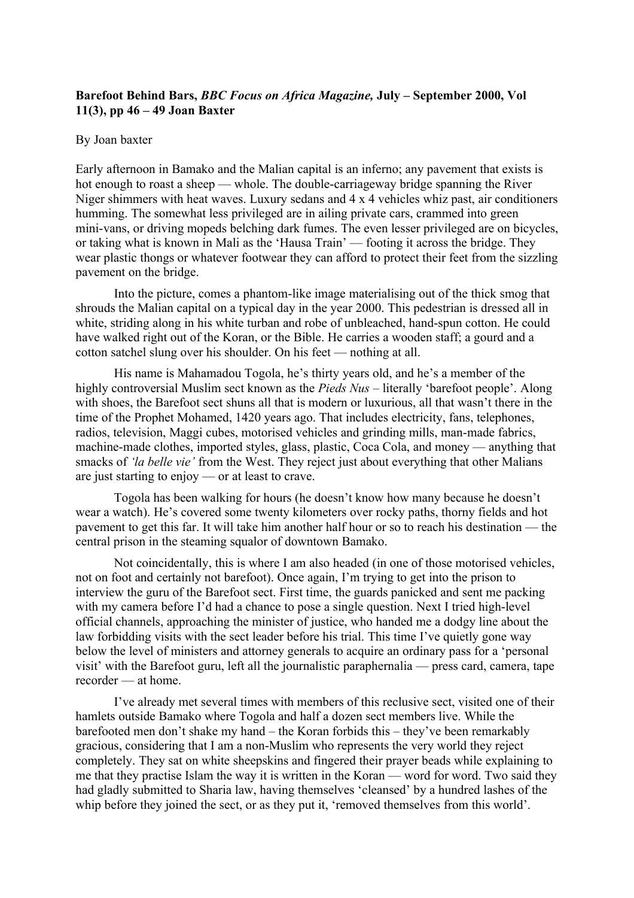**Barefoot Behind Bars, *BBC Focus on Africa Magazine,* July – September 2000, Vol 11(3), pp 46 – 49 Joan Baxter**

By Joan baxter

Early afternoon in Bamako and the Malian capital is an inferno; any pavement that exists is hot enough to roast a sheep — whole. The double-carriageway bridge spanning the River Niger shimmers with heat waves. Luxury sedans and 4 x 4 vehicles whiz past, air conditioners humming. The somewhat less privileged are in ailing private cars, crammed into green mini-vans, or driving mopeds belching dark fumes. The even lesser privileged are on bicycles, or taking what is known in Mali as the 'Hausa Train' — footing it across the bridge. They wear plastic thongs or whatever footwear they can afford to protect their feet from the sizzling pavement on the bridge.

Into the picture, comes a phantom-like image materialising out of the thick smog that shrouds the Malian capital on a typical day in the year 2000. This pedestrian is dressed all in white, striding along in his white turban and robe of unbleached, hand-spun cotton. He could have walked right out of the Koran, or the Bible. He carries a wooden staff; a gourd and a cotton satchel slung over his shoulder. On his feet — nothing at all.

His name is Mahamadou Togola, he's thirty years old, and he's a member of the highly controversial Muslim sect known as the *Pieds Nus* – literally 'barefoot people'. Along with shoes, the Barefoot sect shuns all that is modern or luxurious, all that wasn't there in the time of the Prophet Mohamed, 1420 years ago. That includes electricity, fans, telephones, radios, television, Maggi cubes, motorised vehicles and grinding mills, man-made fabrics, machine-made clothes, imported styles, glass, plastic, Coca Cola, and money — anything that smacks of *'la belle vie'* from the West. They reject just about everything that other Malians are just starting to enjoy — or at least to crave.

Togola has been walking for hours (he doesn't know how many because he doesn't wear a watch). He's covered some twenty kilometers over rocky paths, thorny fields and hot pavement to get this far. It will take him another half hour or so to reach his destination — the central prison in the steaming squalor of downtown Bamako.

Not coincidentally, this is where I am also headed (in one of those motorised vehicles, not on foot and certainly not barefoot). Once again, I'm trying to get into the prison to interview the guru of the Barefoot sect. First time, the guards panicked and sent me packing with my camera before I'd had a chance to pose a single question. Next I tried high-level official channels, approaching the minister of justice, who handed me a dodgy line about the law forbidding visits with the sect leader before his trial. This time I've quietly gone way below the level of ministers and attorney generals to acquire an ordinary pass for a 'personal visit' with the Barefoot guru, left all the journalistic paraphernalia — press card, camera, tape recorder — at home.

I've already met several times with members of this reclusive sect, visited one of their hamlets outside Bamako where Togola and half a dozen sect members live. While the barefooted men don't shake my hand – the Koran forbids this – they've been remarkably gracious, considering that I am a non-Muslim who represents the very world they reject completely. They sat on white sheepskins and fingered their prayer beads while explaining to me that they practise Islam the way it is written in the Koran — word for word. Two said they had gladly submitted to Sharia law, having themselves 'cleansed' by a hundred lashes of the whip before they joined the sect, or as they put it, 'removed themselves from this world'.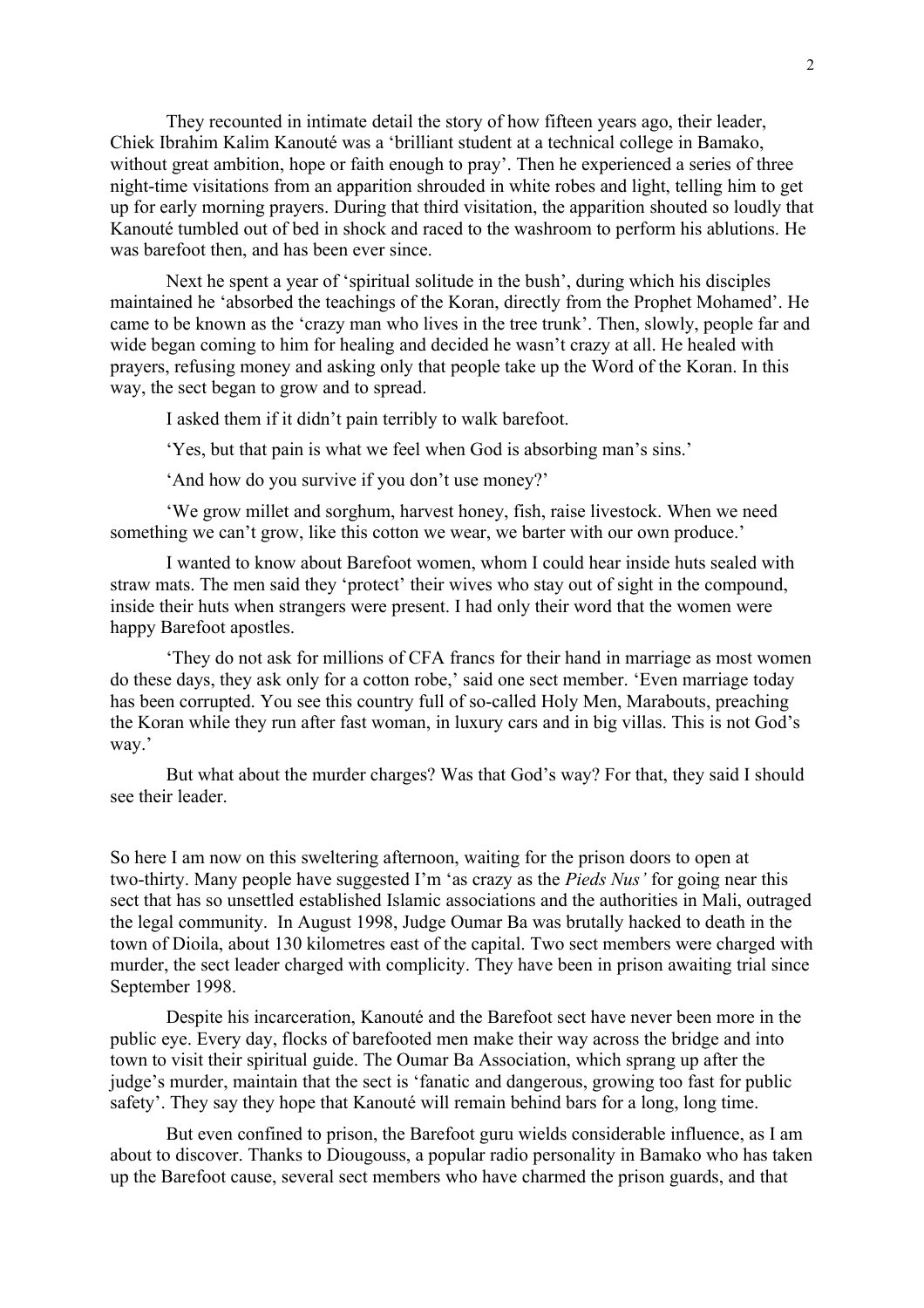They recounted in intimate detail the story of how fifteen years ago, their leader, Chiek Ibrahim Kalim Kanouté was a 'brilliant student at a technical college in Bamako, without great ambition, hope or faith enough to pray'. Then he experienced a series of three night-time visitations from an apparition shrouded in white robes and light, telling him to get up for early morning prayers. During that third visitation, the apparition shouted so loudly that Kanouté tumbled out of bed in shock and raced to the washroom to perform his ablutions. He was barefoot then, and has been ever since.

Next he spent a year of 'spiritual solitude in the bush', during which his disciples maintained he 'absorbed the teachings of the Koran, directly from the Prophet Mohamed'. He came to be known as the 'crazy man who lives in the tree trunk'. Then, slowly, people far and wide began coming to him for healing and decided he wasn't crazy at all. He healed with prayers, refusing money and asking only that people take up the Word of the Koran. In this way, the sect began to grow and to spread.

I asked them if it didn't pain terribly to walk barefoot.

'Yes, but that pain is what we feel when God is absorbing man's sins.'

'And how do you survive if you don't use money?'

'We grow millet and sorghum, harvest honey, fish, raise livestock. When we need something we can't grow, like this cotton we wear, we barter with our own produce.'

I wanted to know about Barefoot women, whom I could hear inside huts sealed with straw mats. The men said they 'protect' their wives who stay out of sight in the compound, inside their huts when strangers were present. I had only their word that the women were happy Barefoot apostles.

'They do not ask for millions of CFA francs for their hand in marriage as most women do these days, they ask only for a cotton robe,' said one sect member. 'Even marriage today has been corrupted. You see this country full of so-called Holy Men, Marabouts, preaching the Koran while they run after fast woman, in luxury cars and in big villas. This is not God's way.'

But what about the murder charges? Was that God's way? For that, they said I should see their leader.

So here I am now on this sweltering afternoon, waiting for the prison doors to open at two-thirty. Many people have suggested I'm 'as crazy as the *Pieds Nus'* for going near this sect that has so unsettled established Islamic associations and the authorities in Mali, outraged the legal community. In August 1998, Judge Oumar Ba was brutally hacked to death in the town of Dioila, about 130 kilometres east of the capital. Two sect members were charged with murder, the sect leader charged with complicity. They have been in prison awaiting trial since September 1998.

Despite his incarceration, Kanouté and the Barefoot sect have never been more in the public eye. Every day, flocks of barefooted men make their way across the bridge and into town to visit their spiritual guide. The Oumar Ba Association, which sprang up after the judge's murder, maintain that the sect is 'fanatic and dangerous, growing too fast for public safety'. They say they hope that Kanouté will remain behind bars for a long, long time.

But even confined to prison, the Barefoot guru wields considerable influence, as I am about to discover. Thanks to Diougouss, a popular radio personality in Bamako who has taken up the Barefoot cause, several sect members who have charmed the prison guards, and that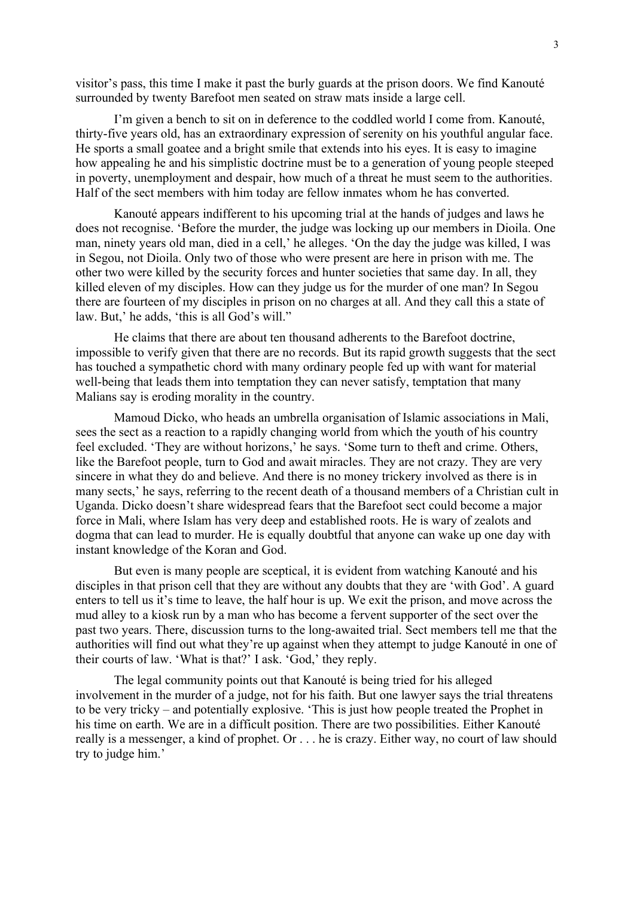visitor's pass, this time I make it past the burly guards at the prison doors. We find Kanouté surrounded by twenty Barefoot men seated on straw mats inside a large cell.

I'm given a bench to sit on in deference to the coddled world I come from. Kanouté, thirty-five years old, has an extraordinary expression of serenity on his youthful angular face. He sports a small goatee and a bright smile that extends into his eyes. It is easy to imagine how appealing he and his simplistic doctrine must be to a generation of young people steeped in poverty, unemployment and despair, how much of a threat he must seem to the authorities. Half of the sect members with him today are fellow inmates whom he has converted.

Kanouté appears indifferent to his upcoming trial at the hands of judges and laws he does not recognise. 'Before the murder, the judge was locking up our members in Dioila. One man, ninety years old man, died in a cell,' he alleges. 'On the day the judge was killed, I was in Segou, not Dioila. Only two of those who were present are here in prison with me. The other two were killed by the security forces and hunter societies that same day. In all, they killed eleven of my disciples. How can they judge us for the murder of one man? In Segou there are fourteen of my disciples in prison on no charges at all. And they call this a state of law. But,' he adds, 'this is all God's will."

He claims that there are about ten thousand adherents to the Barefoot doctrine, impossible to verify given that there are no records. But its rapid growth suggests that the sect has touched a sympathetic chord with many ordinary people fed up with want for material well-being that leads them into temptation they can never satisfy, temptation that many Malians say is eroding morality in the country.

Mamoud Dicko, who heads an umbrella organisation of Islamic associations in Mali, sees the sect as a reaction to a rapidly changing world from which the youth of his country feel excluded. 'They are without horizons,' he says. 'Some turn to theft and crime. Others, like the Barefoot people, turn to God and await miracles. They are not crazy. They are very sincere in what they do and believe. And there is no money trickery involved as there is in many sects,' he says, referring to the recent death of a thousand members of a Christian cult in Uganda. Dicko doesn't share widespread fears that the Barefoot sect could become a major force in Mali, where Islam has very deep and established roots. He is wary of zealots and dogma that can lead to murder. He is equally doubtful that anyone can wake up one day with instant knowledge of the Koran and God.

But even is many people are sceptical, it is evident from watching Kanouté and his disciples in that prison cell that they are without any doubts that they are 'with God'. A guard enters to tell us it's time to leave, the half hour is up. We exit the prison, and move across the mud alley to a kiosk run by a man who has become a fervent supporter of the sect over the past two years. There, discussion turns to the long-awaited trial. Sect members tell me that the authorities will find out what they're up against when they attempt to judge Kanouté in one of their courts of law. 'What is that?' I ask. 'God,' they reply.

The legal community points out that Kanouté is being tried for his alleged involvement in the murder of a judge, not for his faith. But one lawyer says the trial threatens to be very tricky – and potentially explosive. 'This is just how people treated the Prophet in his time on earth. We are in a difficult position. There are two possibilities. Either Kanouté really is a messenger, a kind of prophet. Or . . . he is crazy. Either way, no court of law should try to judge him.'